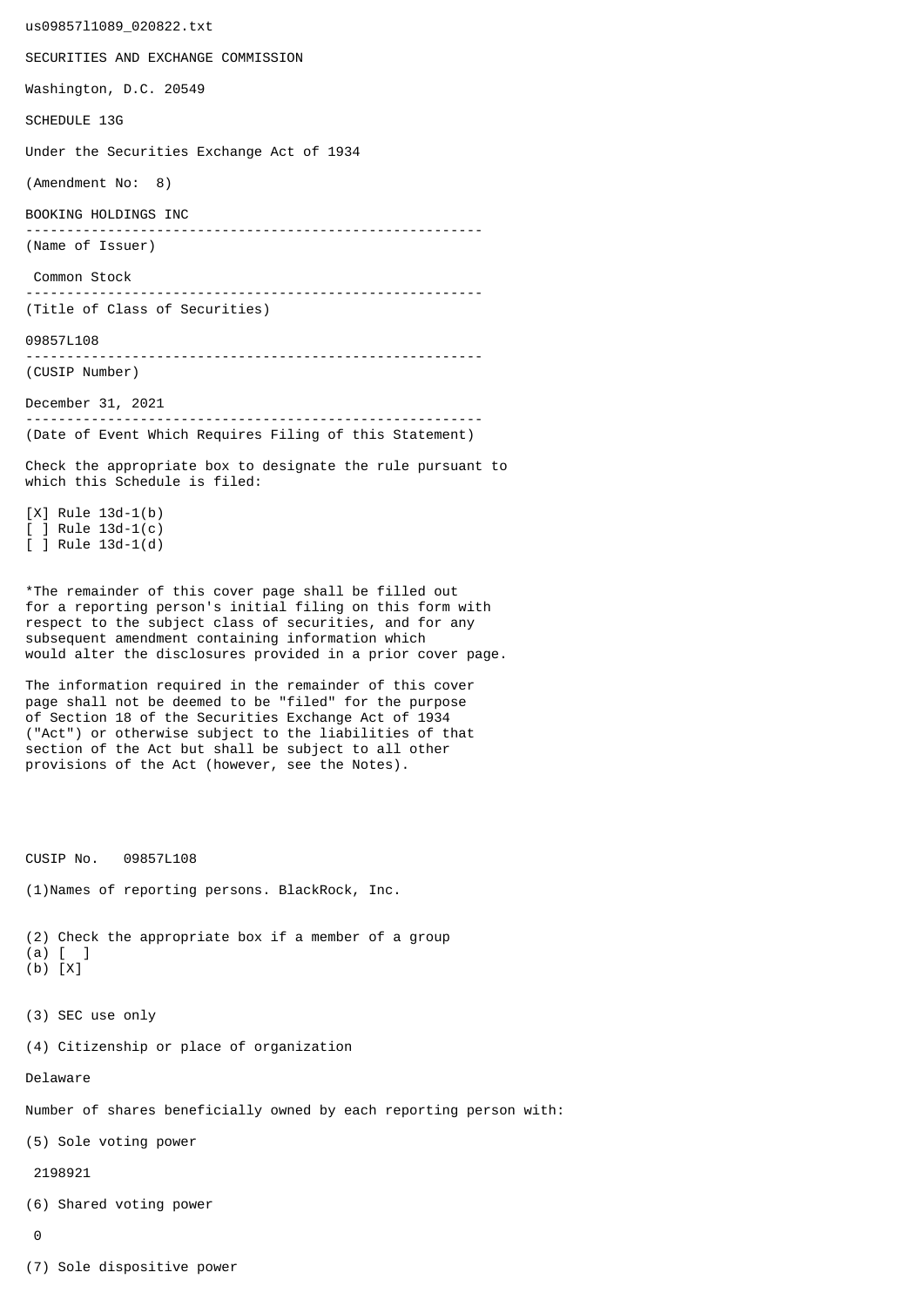us09857l1089_020822.txt

SECURITIES AND EXCHANGE COMMISSION

Washington, D.C. 20549

SCHEDULE 13G

Under the Securities Exchange Act of 1934

(Amendment No: 8)

BOOKING HOLDINGS INC

--------------------------------------------------------

(Name of Issuer)

Common Stock

--------------------------------------------------------

(Title of Class of Securities)

09857L108

--------------------------------------------------------

(CUSIP Number)

December 31, 2021

--------------------------------------------------------

(Date of Event Which Requires Filing of this Statement)

Check the appropriate box to designate the rule pursuant to which this Schedule is filed:

[X] Rule 13d-1(b)
[ ] Rule 13d-1(c)
[ ] Rule 13d-1(d)

*The remainder of this cover page shall be filled out for a reporting person's initial filing on this form with respect to the subject class of securities, and for any subsequent amendment containing information which would alter the disclosures provided in a prior cover page.

The information required in the remainder of this cover page shall not be deemed to be "filed" for the purpose of Section 18 of the Securities Exchange Act of 1934 ("Act") or otherwise subject to the liabilities of that section of the Act but shall be subject to all other provisions of the Act (however, see the Notes).

CUSIP No. 09857L108

(1)Names of reporting persons. BlackRock, Inc.

(2) Check the appropriate box if a member of a group
(a) [ ]
(b) [X]

(3) SEC use only

(4) Citizenship or place of organization

Delaware

Number of shares beneficially owned by each reporting person with:

(5) Sole voting power

2198921

(6) Shared voting power

0

(7) Sole dispositive power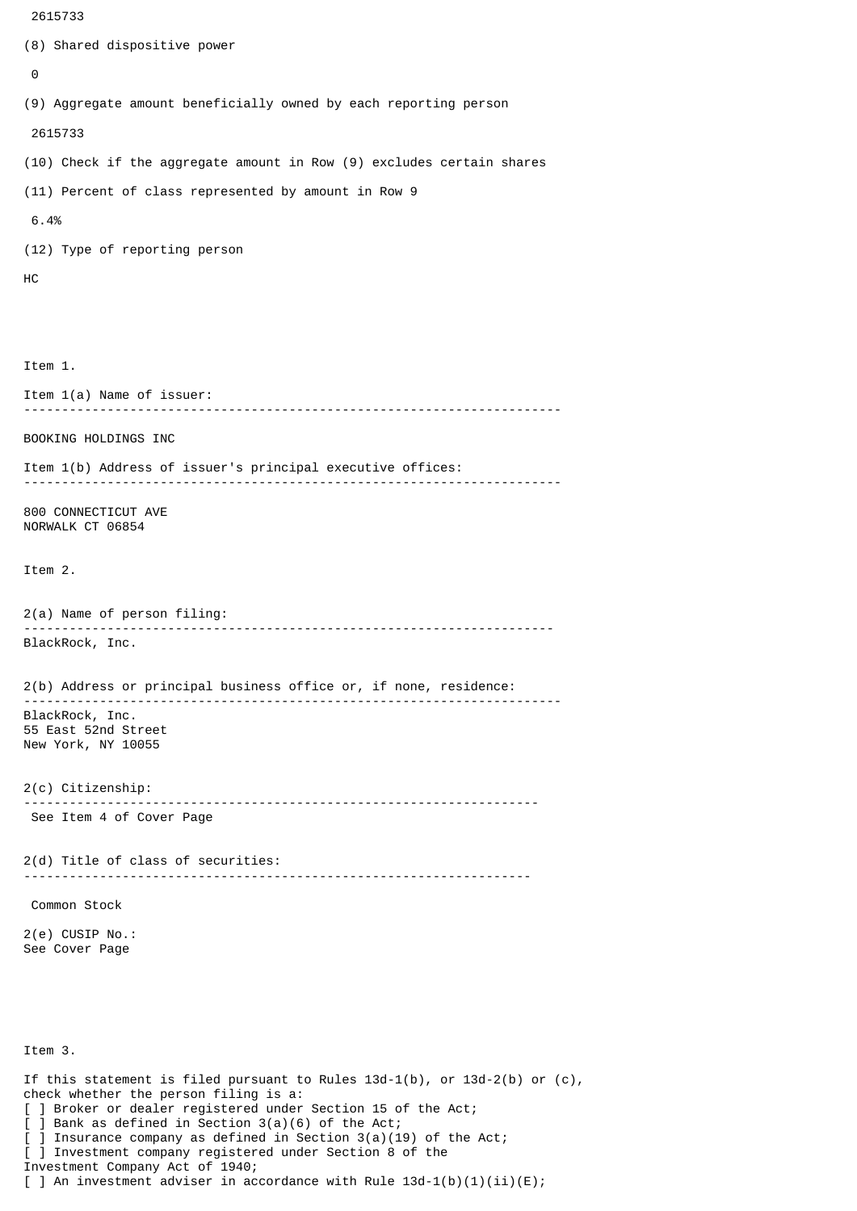2615733

(8) Shared dispositive power

0

(9) Aggregate amount beneficially owned by each reporting person

2615733

(10) Check if the aggregate amount in Row (9) excludes certain shares

(11) Percent of class represented by amount in Row 9

6.4%

(12) Type of reporting person

HC

Item 1.

Item 1(a) Name of issuer:

---

BOOKING HOLDINGS INC

Item 1(b) Address of issuer's principal executive offices:

---

800 CONNECTICUT AVE
NORWALK CT 06854

Item 2.

2(a) Name of person filing:

---

BlackRock, Inc.

2(b) Address or principal business office or, if none, residence:

---

BlackRock, Inc.
55 East 52nd Street
New York, NY 10055

2(c) Citizenship:

---

See Item 4 of Cover Page

2(d) Title of class of securities:

---

Common Stock

2(e) CUSIP No.:
See Cover Page

Item 3.

If this statement is filed pursuant to Rules 13d-1(b), or 13d-2(b) or (c), check whether the person filing is a:
[ ] Broker or dealer registered under Section 15 of the Act;
[ ] Bank as defined in Section 3(a)(6) of the Act;
[ ] Insurance company as defined in Section 3(a)(19) of the Act;
[ ] Investment company registered under Section 8 of the Investment Company Act of 1940;
[ ] An investment adviser in accordance with Rule 13d-1(b)(1)(ii)(E);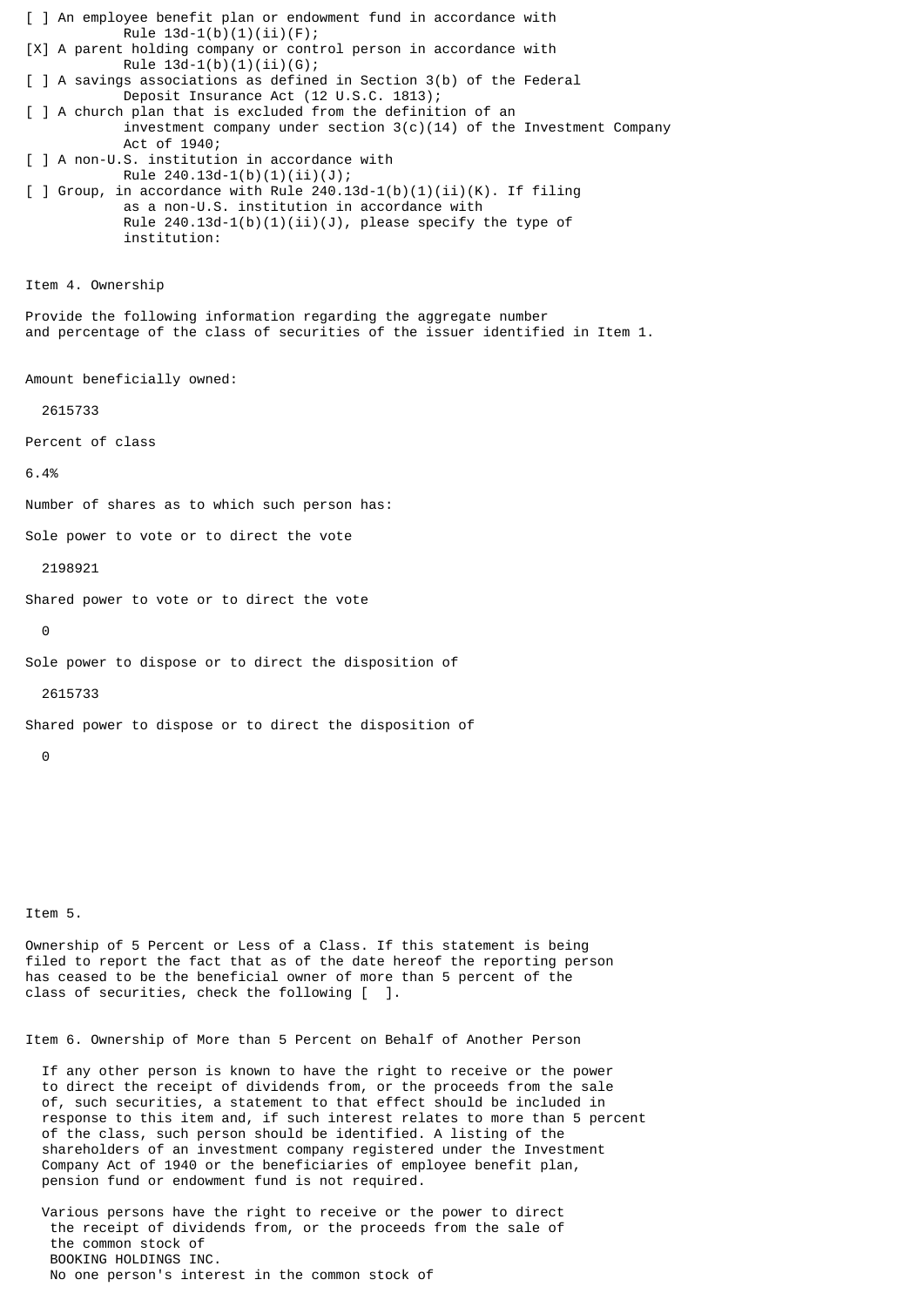[ ] An employee benefit plan or endowment fund in accordance with Rule 13d-1(b)(1)(ii)(F);

[X] A parent holding company or control person in accordance with Rule 13d-1(b)(1)(ii)(G);

[ ] A savings associations as defined in Section 3(b) of the Federal Deposit Insurance Act (12 U.S.C. 1813);

[ ] A church plan that is excluded from the definition of an investment company under section 3(c)(14) of the Investment Company Act of 1940;

[ ] A non-U.S. institution in accordance with Rule 240.13d-1(b)(1)(ii)(J);

[ ] Group, in accordance with Rule 240.13d-1(b)(1)(ii)(K). If filing as a non-U.S. institution in accordance with Rule 240.13d-1(b)(1)(ii)(J), please specify the type of institution:

Item 4. Ownership

Provide the following information regarding the aggregate number and percentage of the class of securities of the issuer identified in Item 1.

Amount beneficially owned:

2615733

Percent of class

6.4%

Number of shares as to which such person has:

Sole power to vote or to direct the vote

2198921

Shared power to vote or to direct the vote

0

Sole power to dispose or to direct the disposition of

2615733

Shared power to dispose or to direct the disposition of

0

Item 5.

Ownership of 5 Percent or Less of a Class. If this statement is being filed to report the fact that as of the date hereof the reporting person has ceased to be the beneficial owner of more than 5 percent of the class of securities, check the following [ ].

Item 6. Ownership of More than 5 Percent on Behalf of Another Person

If any other person is known to have the right to receive or the power to direct the receipt of dividends from, or the proceeds from the sale of, such securities, a statement to that effect should be included in response to this item and, if such interest relates to more than 5 percent of the class, such person should be identified. A listing of the shareholders of an investment company registered under the Investment Company Act of 1940 or the beneficiaries of employee benefit plan, pension fund or endowment fund is not required.

Various persons have the right to receive or the power to direct the receipt of dividends from, or the proceeds from the sale of the common stock of BOOKING HOLDINGS INC. No one person's interest in the common stock of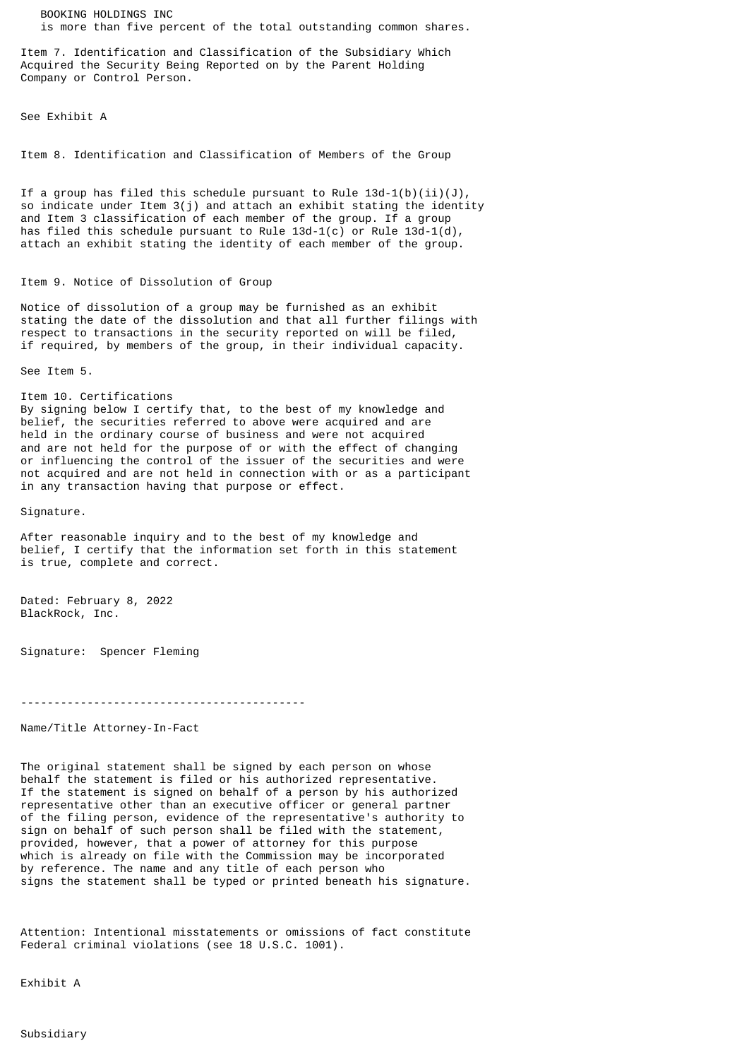BOOKING HOLDINGS INC
is more than five percent of the total outstanding common shares.

Item 7. Identification and Classification of the Subsidiary Which Acquired the Security Being Reported on by the Parent Holding Company or Control Person.

See Exhibit A

Item 8. Identification and Classification of Members of the Group

If a group has filed this schedule pursuant to Rule 13d-1(b)(ii)(J), so indicate under Item 3(j) and attach an exhibit stating the identity and Item 3 classification of each member of the group. If a group has filed this schedule pursuant to Rule 13d-1(c) or Rule 13d-1(d), attach an exhibit stating the identity of each member of the group.

Item 9. Notice of Dissolution of Group

Notice of dissolution of a group may be furnished as an exhibit stating the date of the dissolution and that all further filings with respect to transactions in the security reported on will be filed, if required, by members of the group, in their individual capacity.

See Item 5.

Item 10. Certifications
By signing below I certify that, to the best of my knowledge and belief, the securities referred to above were acquired and are held in the ordinary course of business and were not acquired and are not held for the purpose of or with the effect of changing or influencing the control of the issuer of the securities and were not acquired and are not held in connection with or as a participant in any transaction having that purpose or effect.

Signature.

After reasonable inquiry and to the best of my knowledge and belief, I certify that the information set forth in this statement is true, complete and correct.

Dated: February 8, 2022
BlackRock, Inc.

Signature:  Spencer Fleming

-------------------------------------------

Name/Title Attorney-In-Fact

The original statement shall be signed by each person on whose behalf the statement is filed or his authorized representative. If the statement is signed on behalf of a person by his authorized representative other than an executive officer or general partner of the filing person, evidence of the representative's authority to sign on behalf of such person shall be filed with the statement, provided, however, that a power of attorney for this purpose which is already on file with the Commission may be incorporated by reference. The name and any title of each person who signs the statement shall be typed or printed beneath his signature.

Attention: Intentional misstatements or omissions of fact constitute Federal criminal violations (see 18 U.S.C. 1001).

Exhibit A

Subsidiary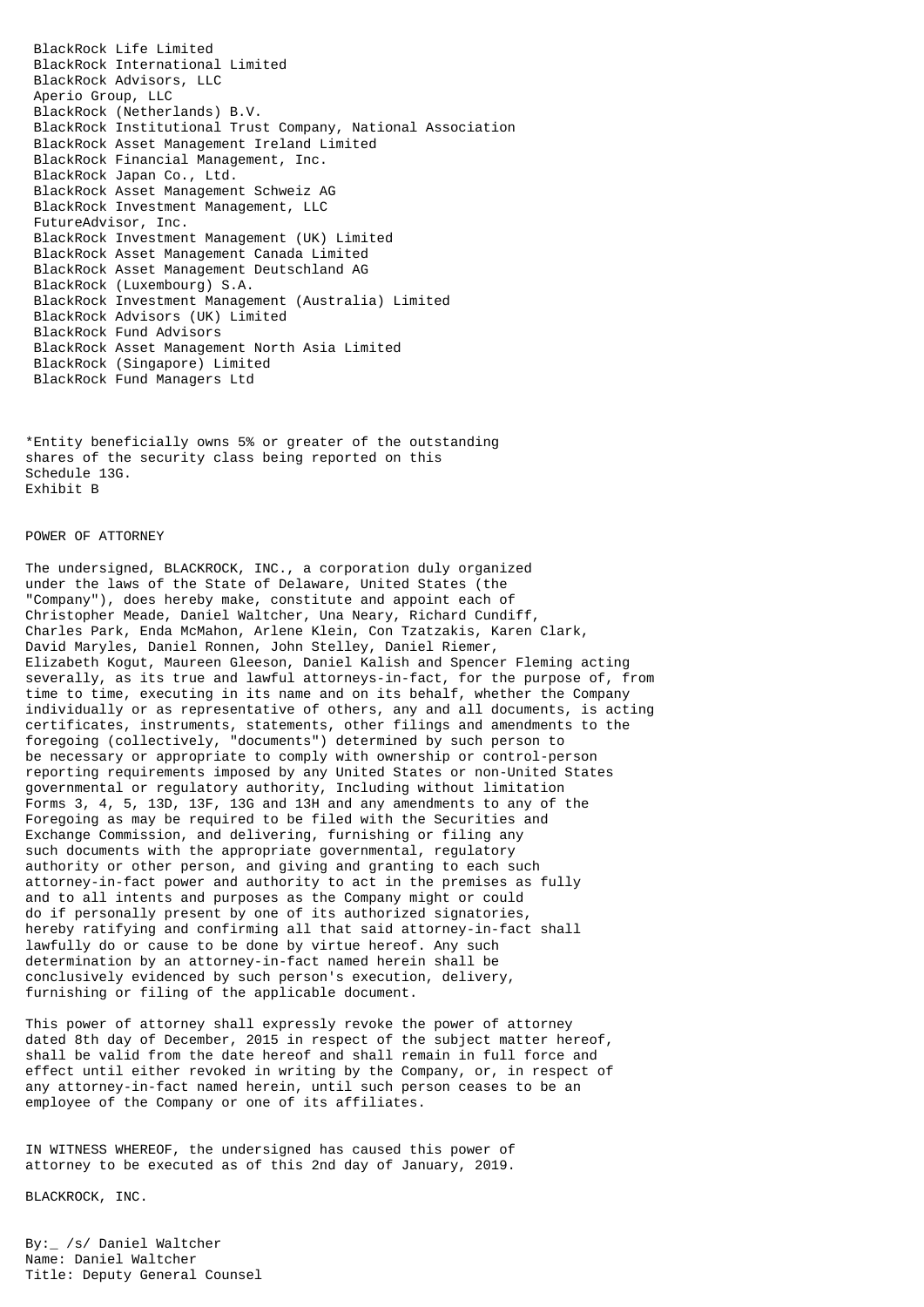BlackRock Life Limited
BlackRock International Limited
BlackRock Advisors, LLC
Aperio Group, LLC
BlackRock (Netherlands) B.V.
BlackRock Institutional Trust Company, National Association
BlackRock Asset Management Ireland Limited
BlackRock Financial Management, Inc.
BlackRock Japan Co., Ltd.
BlackRock Asset Management Schweiz AG
BlackRock Investment Management, LLC
FutureAdvisor, Inc.
BlackRock Investment Management (UK) Limited
BlackRock Asset Management Canada Limited
BlackRock Asset Management Deutschland AG
BlackRock (Luxembourg) S.A.
BlackRock Investment Management (Australia) Limited
BlackRock Advisors (UK) Limited
BlackRock Fund Advisors
BlackRock Asset Management North Asia Limited
BlackRock (Singapore) Limited
BlackRock Fund Managers Ltd

*Entity beneficially owns 5% or greater of the outstanding shares of the security class being reported on this Schedule 13G.

Exhibit B

POWER OF ATTORNEY

The undersigned, BLACKROCK, INC., a corporation duly organized under the laws of the State of Delaware, United States (the "Company"), does hereby make, constitute and appoint each of Christopher Meade, Daniel Waltcher, Una Neary, Richard Cundiff, Charles Park, Enda McMahon, Arlene Klein, Con Tzatzakis, Karen Clark, David Maryles, Daniel Ronnen, John Stelley, Daniel Riemer, Elizabeth Kogut, Maureen Gleeson, Daniel Kalish and Spencer Fleming acting severally, as its true and lawful attorneys-in-fact, for the purpose of, from time to time, executing in its name and on its behalf, whether the Company individually or as representative of others, any and all documents, is acting certificates, instruments, statements, other filings and amendments to the foregoing (collectively, "documents") determined by such person to be necessary or appropriate to comply with ownership or control-person reporting requirements imposed by any United States or non-United States governmental or regulatory authority, Including without limitation Forms 3, 4, 5, 13D, 13F, 13G and 13H and any amendments to any of the Foregoing as may be required to be filed with the Securities and Exchange Commission, and delivering, furnishing or filing any such documents with the appropriate governmental, regulatory authority or other person, and giving and granting to each such attorney-in-fact power and authority to act in the premises as fully and to all intents and purposes as the Company might or could do if personally present by one of its authorized signatories, hereby ratifying and confirming all that said attorney-in-fact shall lawfully do or cause to be done by virtue hereof. Any such determination by an attorney-in-fact named herein shall be conclusively evidenced by such person's execution, delivery, furnishing or filing of the applicable document.

This power of attorney shall expressly revoke the power of attorney dated 8th day of December, 2015 in respect of the subject matter hereof, shall be valid from the date hereof and shall remain in full force and effect until either revoked in writing by the Company, or, in respect of any attorney-in-fact named herein, until such person ceases to be an employee of the Company or one of its affiliates.

IN WITNESS WHEREOF, the undersigned has caused this power of attorney to be executed as of this 2nd day of January, 2019.

BLACKROCK, INC.

By:_ /s/ Daniel Waltcher
Name: Daniel Waltcher
Title: Deputy General Counsel